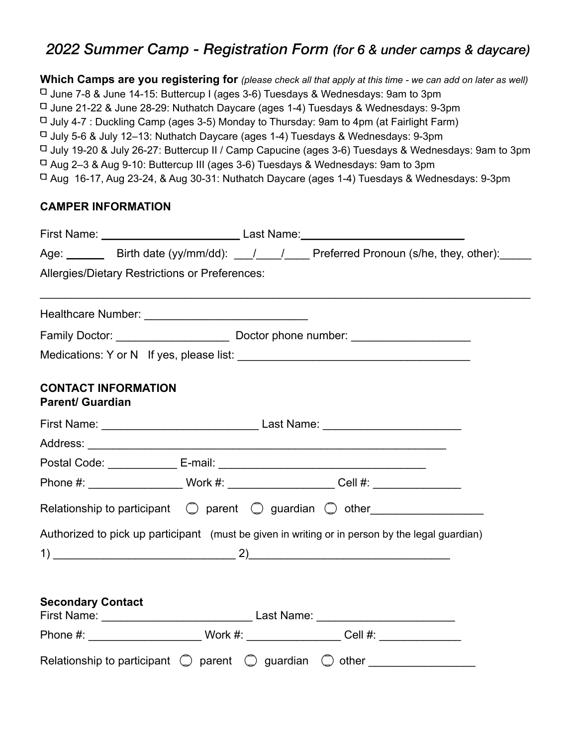# *2022 Summer Camp - Registration Form (for 6 & under camps & daycare)*

**Which Camps are you registering for** *(please check all that apply at this time - we can add on later as well)*

- ☐ June 7-8 & June 14-15: Buttercup I (ages 3-6) Tuesdays & Wednesdays: 9am to 3pm
- ☐ June 21-22 & June 28-29: Nuthatch Daycare (ages 1-4) Tuesdays & Wednesdays: 9-3pm
- ☐ July 4-7 : Duckling Camp (ages 3-5) Monday to Thursday: 9am to 4pm (at Fairlight Farm)
- ☐ July 5-6 & July 12–13: Nuthatch Daycare (ages 1-4) Tuesdays & Wednesdays: 9-3pm
- ☐ July 19-20 & July 26-27: Buttercup II / Camp Capucine (ages 3-6) Tuesdays & Wednesdays: 9am to 3pm
- ☐ Aug 2–3 & Aug 9-10: Buttercup III (ages 3-6) Tuesdays & Wednesdays: 9am to 3pm
- ☐ Aug 16-17, Aug 23-24, & Aug 30-31: Nuthatch Daycare (ages 1-4) Tuesdays & Wednesdays: 9-3pm

## CAMPER INFORMATION

First Name: ______________________ Last Name: __________________________

Age: ______ Birth date (yy/mm/dd): ___/____/____ Preferred Pronoun (s/he, they, other):_____

Allergies/Dietary Restrictions or Preferences:

______________________________________________________________________________

Healthcare Number: _________________________

Family Doctor: __________________ Doctor phone number: ___________________

Medications: Y or N If yes, please list: _____________________________________

## CONTACT INFORMATION

**Parent/ Guardian**

First Name: ________________________ Last Name: _____________________

Address: ________________________________________________________

Postal Code: ___________ E-mail: _________________________________

Phone #: _______________ Work #: ________________ Cell #: _____________

Relationship to participant ◯ parent ◯ guardian ◯ other_________________

Authorized to pick up participant (must be given in writing or in person by the legal guardian)

1) ____________________________ 2)_______________________________

**Secondary Contact**

First Name: _______________________ Last Name: _____________________

Phone #: __________________ Work #: _______________ Cell #: _____________

Relationship to participant ◯ parent ◯ guardian ◯ other ________________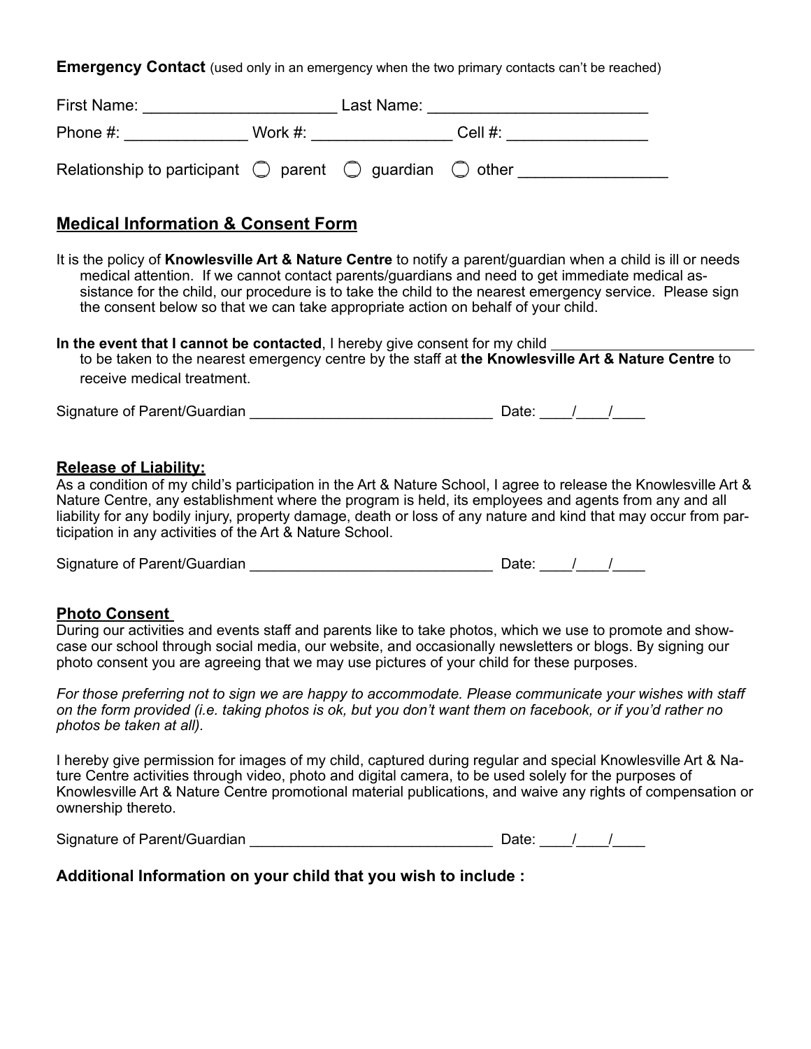**Emergency Contact** (used only in an emergency when the two primary contacts can't be reached)

First Name: ______________________ Last Name: _________________________

Phone #: ______________ Work #: ________________ Cell #: ________________

Relationship to participant ◯ parent ◯ guardian ◯ other _________________

## Medical Information & Consent Form

It is the policy of **Knowlesville Art & Nature Centre** to notify a parent/guardian when a child is ill or needs medical attention. If we cannot contact parents/guardians and need to get immediate medical assistance for the child, our procedure is to take the child to the nearest emergency service. Please sign the consent below so that we can take appropriate action on behalf of your child.

**In the event that I cannot be contacted**, I hereby give consent for my child _________________________ to be taken to the nearest emergency centre by the staff at **the Knowlesville Art & Nature Centre** to receive medical treatment.

Signature of Parent/Guardian ______________________________ Date: ____/____/____

### Release of Liability:

As a condition of my child's participation in the Art & Nature School, I agree to release the Knowlesville Art & Nature Centre, any establishment where the program is held, its employees and agents from any and all liability for any bodily injury, property damage, death or loss of any nature and kind that may occur from participation in any activities of the Art & Nature School.

Signature of Parent/Guardian ______________________________ Date: ____/____/____

### Photo Consent

During our activities and events staff and parents like to take photos, which we use to promote and showcase our school through social media, our website, and occasionally newsletters or blogs. By signing our photo consent you are agreeing that we may use pictures of your child for these purposes.

*For those preferring not to sign we are happy to accommodate. Please communicate your wishes with staff on the form provided (i.e. taking photos is ok, but you don't want them on facebook, or if you'd rather no photos be taken at all).*

I hereby give permission for images of my child, captured during regular and special Knowlesville Art & Nature Centre activities through video, photo and digital camera, to be used solely for the purposes of Knowlesville Art & Nature Centre promotional material publications, and waive any rights of compensation or ownership thereto.

Signature of Parent/Guardian ______________________________ Date: ____/____/____

**Additional Information on your child that you wish to include :**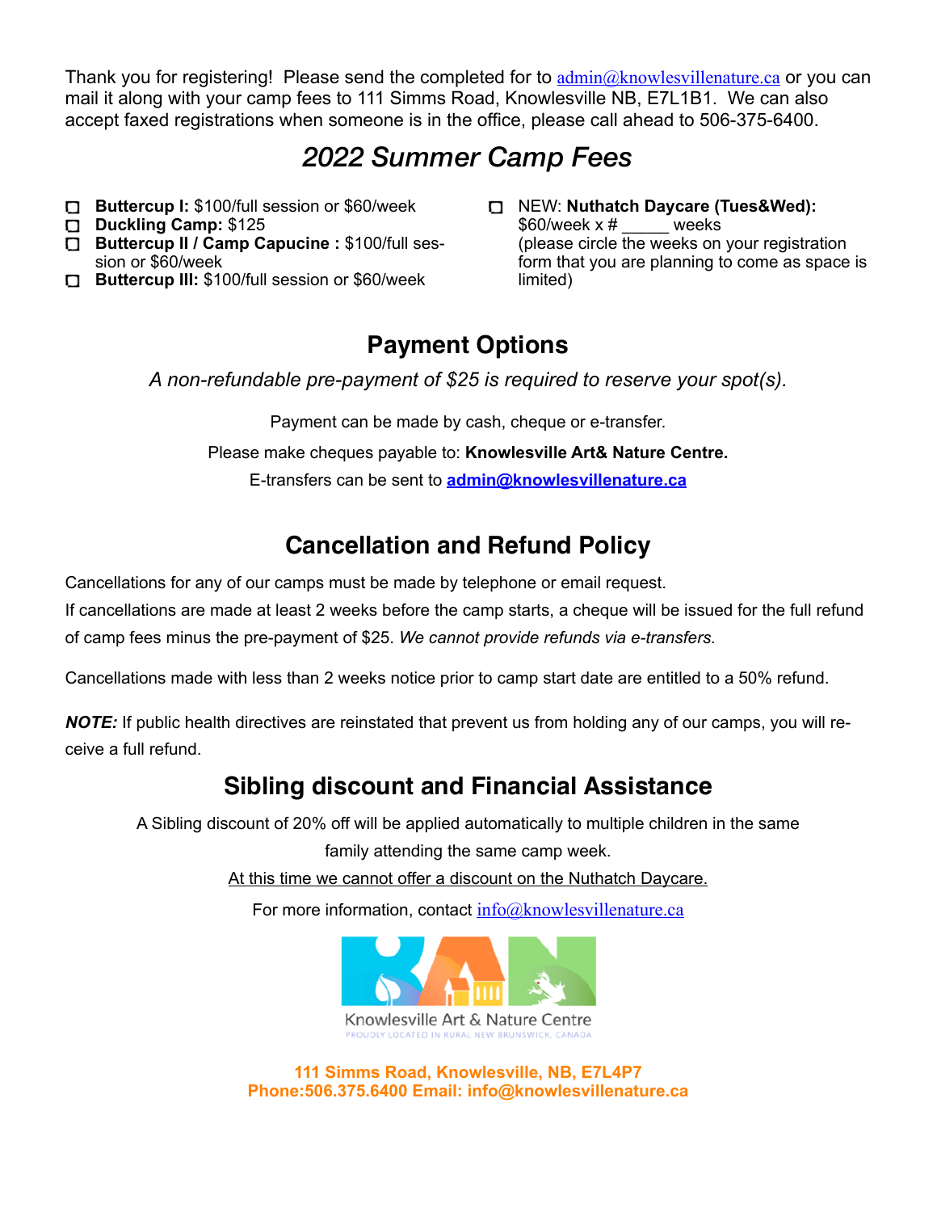Thank you for registering! Please send the completed for to admin@knowlesvillenature.ca or you can mail it along with your camp fees to 111 Simms Road, Knowlesville NB, E7L1B1. We can also accept faxed registrations when someone is in the office, please call ahead to 506-375-6400.

# *2022 Summer Camp Fees*

- ☐ **Buttercup I:** $100/full session or $60/week
- ☐ **Duckling Camp:** $125
- ☐ **Buttercup II / Camp Capucine :** $100/full session or $60/week
- ☐ **Buttercup III:** $100/full session or $60/week
- ☐ NEW: **Nuthatch Daycare (Tues&Wed):** $60/week x # _____ weeks (please circle the weeks on your registration form that you are planning to come as space is limited)

## Payment Options

*A non-refundable pre-payment of $25 is required to reserve your spot(s).*

Payment can be made by cash, cheque or e-transfer.

Please make cheques payable to: **Knowlesville Art& Nature Centre.**

E-transfers can be sent to **admin@knowlesvillenature.ca**

## Cancellation and Refund Policy

Cancellations for any of our camps must be made by telephone or email request.
If cancellations are made at least 2 weeks before the camp starts, a cheque will be issued for the full refund of camp fees minus the pre-payment of $25. *We cannot provide refunds via e-transfers.*

Cancellations made with less than 2 weeks notice prior to camp start date are entitled to a 50% refund.

***NOTE:*** If public health directives are reinstated that prevent us from holding any of our camps, you will receive a full refund.

## Sibling discount and Financial Assistance

A Sibling discount of 20% off will be applied automatically to multiple children in the same family attending the same camp week.

At this time we cannot offer a discount on the Nuthatch Daycare.

For more information, contact info@knowlesvillenature.ca

Knowlesville Art & Nature Centre
PROUDLY LOCATED IN RURAL NEW BRUNSWICK, CANADA

**111 Simms Road, Knowlesville, NB, E7L4P7**
**Phone:506.375.6400 Email: info@knowlesvillenature.ca**